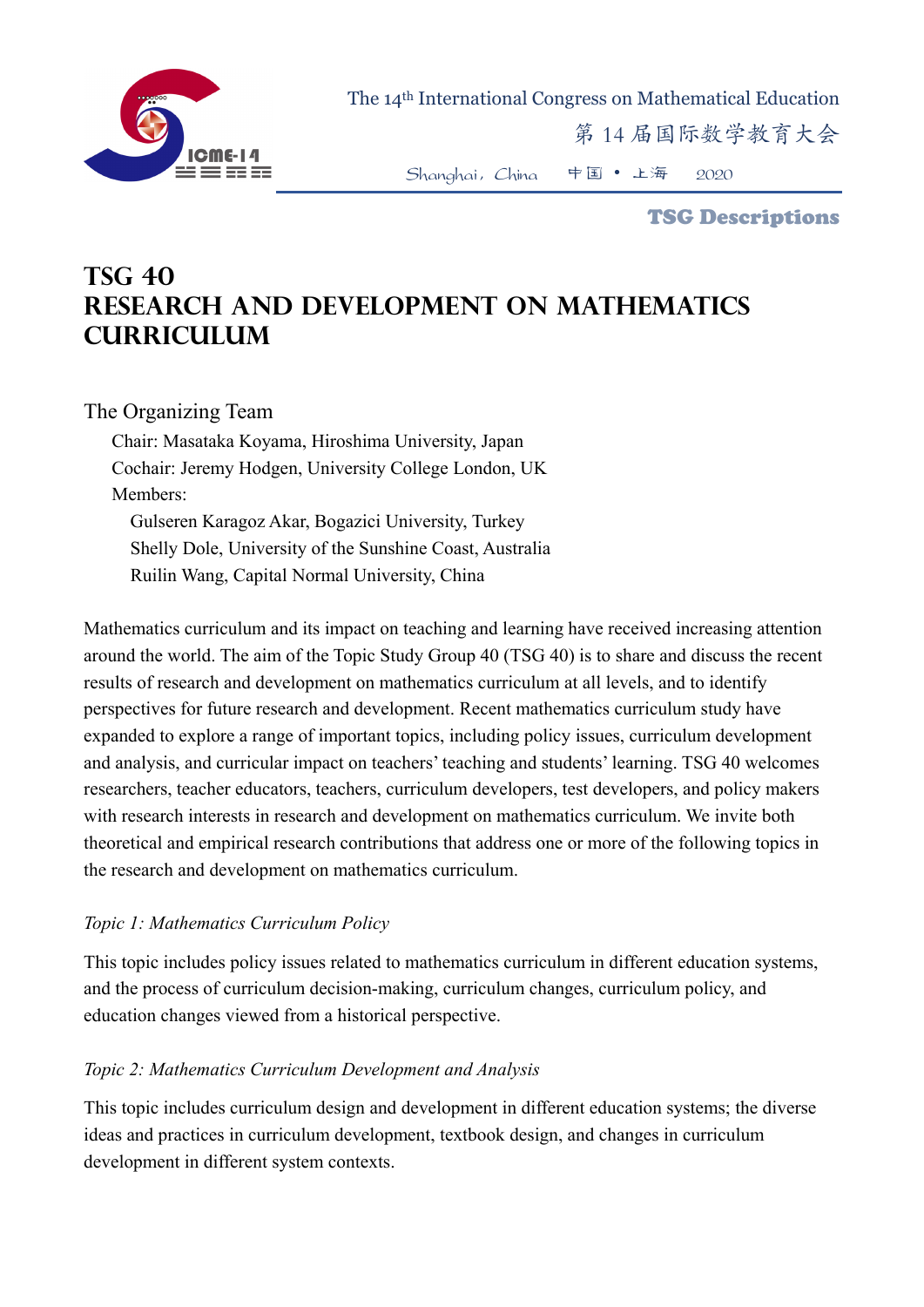The 14th International Congress on Mathematical Education

第 14 届国际数学教育大会

Shanghai, China 中国 • 上海 2020

**TSG Descriptions**

# TSG 40
# RESEARCH AND DEVELOPMENT ON MATHEMATICS CURRICULUM

## The Organizing Team

Chair: Masataka Koyama, Hiroshima University, Japan

Cochair: Jeremy Hodgen, University College London, UK

Members:

- Gulseren Karagoz Akar, Bogazici University, Turkey
- Shelly Dole, University of the Sunshine Coast, Australia
- Ruilin Wang, Capital Normal University, China

Mathematics curriculum and its impact on teaching and learning have received increasing attention around the world. The aim of the Topic Study Group 40 (TSG 40) is to share and discuss the recent results of research and development on mathematics curriculum at all levels, and to identify perspectives for future research and development. Recent mathematics curriculum study have expanded to explore a range of important topics, including policy issues, curriculum development and analysis, and curricular impact on teachers' teaching and students' learning. TSG 40 welcomes researchers, teacher educators, teachers, curriculum developers, test developers, and policy makers with research interests in research and development on mathematics curriculum. We invite both theoretical and empirical research contributions that address one or more of the following topics in the research and development on mathematics curriculum.

*Topic 1: Mathematics Curriculum Policy*

This topic includes policy issues related to mathematics curriculum in different education systems, and the process of curriculum decision-making, curriculum changes, curriculum policy, and education changes viewed from a historical perspective.

*Topic 2: Mathematics Curriculum Development and Analysis*

This topic includes curriculum design and development in different education systems; the diverse ideas and practices in curriculum development, textbook design, and changes in curriculum development in different system contexts.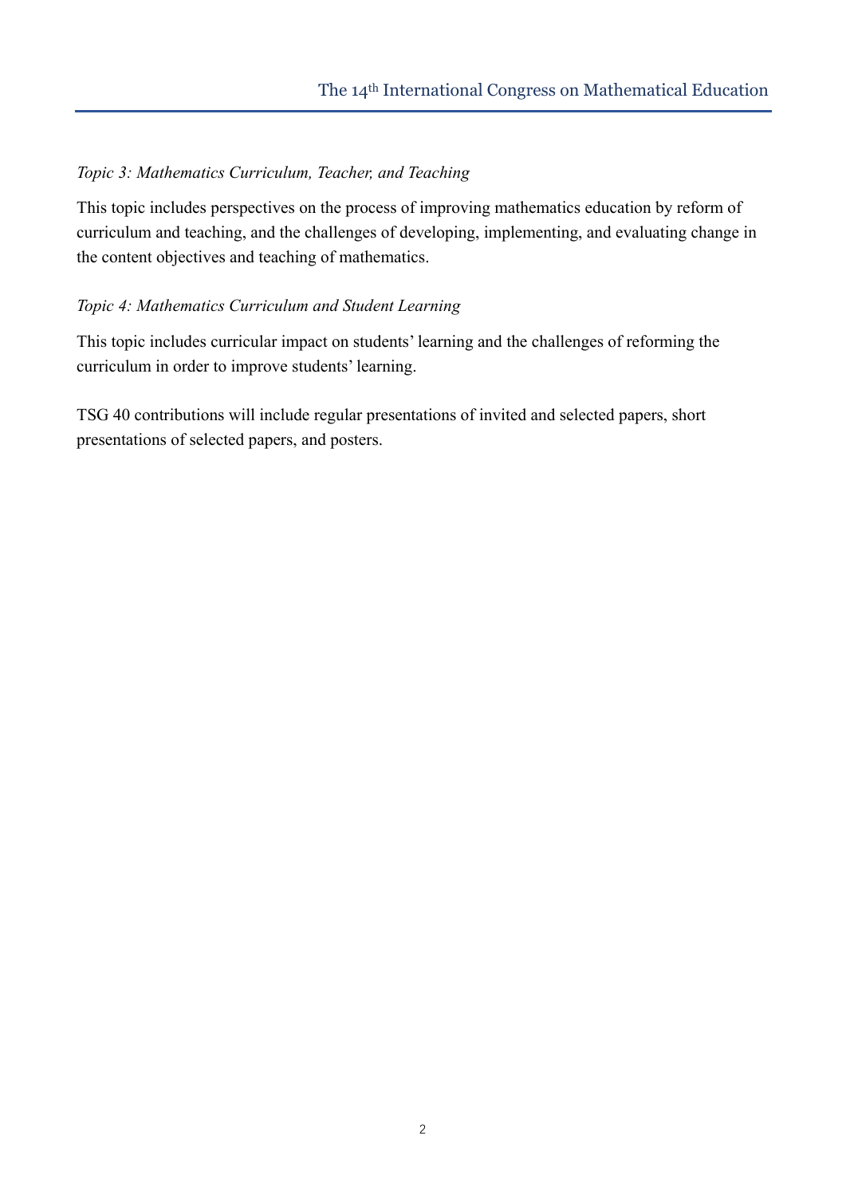*Topic 3: Mathematics Curriculum, Teacher, and Teaching*

This topic includes perspectives on the process of improving mathematics education by reform of curriculum and teaching, and the challenges of developing, implementing, and evaluating change in the content objectives and teaching of mathematics.

*Topic 4: Mathematics Curriculum and Student Learning*

This topic includes curricular impact on students' learning and the challenges of reforming the curriculum in order to improve students' learning.

TSG 40 contributions will include regular presentations of invited and selected papers, short presentations of selected papers, and posters.